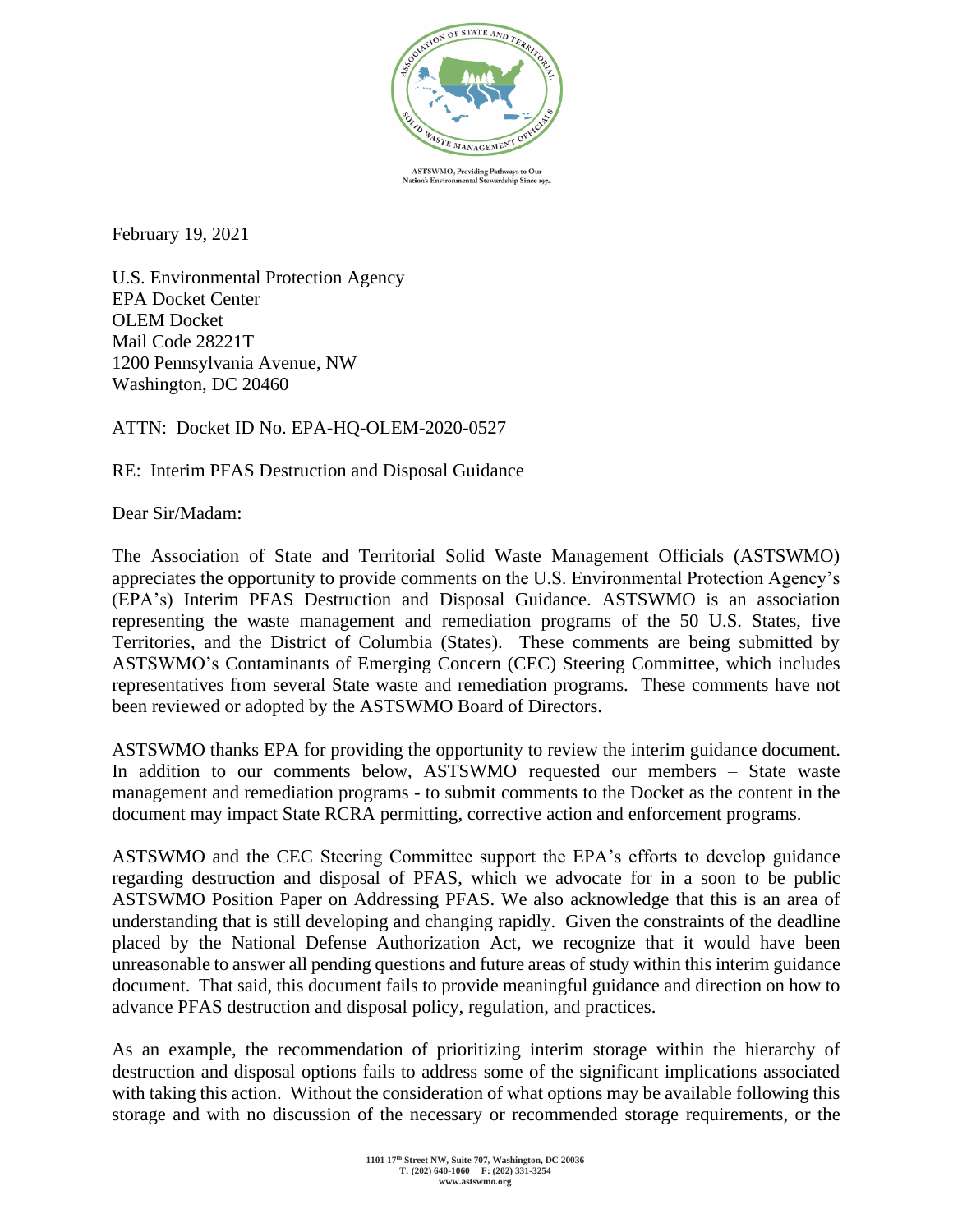ASTSWMO, Providing Pathways to Our Nation's Environmental Stewardship Since 1974

February 19, 2021

U.S. Environmental Protection Agency
EPA Docket Center
OLEM Docket
Mail Code 28221T
1200 Pennsylvania Avenue, NW
Washington, DC 20460

ATTN: Docket ID No. EPA-HQ-OLEM-2020-0527

RE: Interim PFAS Destruction and Disposal Guidance

Dear Sir/Madam:

The Association of State and Territorial Solid Waste Management Officials (ASTSWMO) appreciates the opportunity to provide comments on the U.S. Environmental Protection Agency's (EPA's) Interim PFAS Destruction and Disposal Guidance. ASTSWMO is an association representing the waste management and remediation programs of the 50 U.S. States, five Territories, and the District of Columbia (States). These comments are being submitted by ASTSWMO's Contaminants of Emerging Concern (CEC) Steering Committee, which includes representatives from several State waste and remediation programs. These comments have not been reviewed or adopted by the ASTSWMO Board of Directors.

ASTSWMO thanks EPA for providing the opportunity to review the interim guidance document. In addition to our comments below, ASTSWMO requested our members – State waste management and remediation programs - to submit comments to the Docket as the content in the document may impact State RCRA permitting, corrective action and enforcement programs.

ASTSWMO and the CEC Steering Committee support the EPA's efforts to develop guidance regarding destruction and disposal of PFAS, which we advocate for in a soon to be public ASTSWMO Position Paper on Addressing PFAS. We also acknowledge that this is an area of understanding that is still developing and changing rapidly. Given the constraints of the deadline placed by the National Defense Authorization Act, we recognize that it would have been unreasonable to answer all pending questions and future areas of study within this interim guidance document. That said, this document fails to provide meaningful guidance and direction on how to advance PFAS destruction and disposal policy, regulation, and practices.

As an example, the recommendation of prioritizing interim storage within the hierarchy of destruction and disposal options fails to address some of the significant implications associated with taking this action. Without the consideration of what options may be available following this storage and with no discussion of the necessary or recommended storage requirements, or the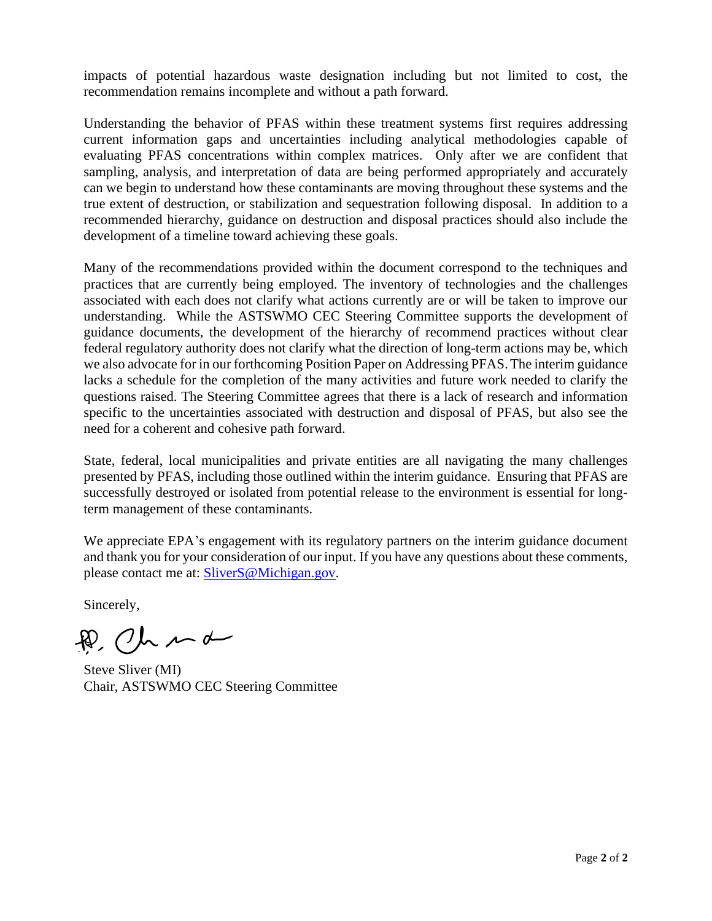impacts of potential hazardous waste designation including but not limited to cost, the recommendation remains incomplete and without a path forward.

Understanding the behavior of PFAS within these treatment systems first requires addressing current information gaps and uncertainties including analytical methodologies capable of evaluating PFAS concentrations within complex matrices. Only after we are confident that sampling, analysis, and interpretation of data are being performed appropriately and accurately can we begin to understand how these contaminants are moving throughout these systems and the true extent of destruction, or stabilization and sequestration following disposal. In addition to a recommended hierarchy, guidance on destruction and disposal practices should also include the development of a timeline toward achieving these goals.

Many of the recommendations provided within the document correspond to the techniques and practices that are currently being employed. The inventory of technologies and the challenges associated with each does not clarify what actions currently are or will be taken to improve our understanding. While the ASTSWMO CEC Steering Committee supports the development of guidance documents, the development of the hierarchy of recommend practices without clear federal regulatory authority does not clarify what the direction of long-term actions may be, which we also advocate for in our forthcoming Position Paper on Addressing PFAS. The interim guidance lacks a schedule for the completion of the many activities and future work needed to clarify the questions raised. The Steering Committee agrees that there is a lack of research and information specific to the uncertainties associated with destruction and disposal of PFAS, but also see the need for a coherent and cohesive path forward.

State, federal, local municipalities and private entities are all navigating the many challenges presented by PFAS, including those outlined within the interim guidance. Ensuring that PFAS are successfully destroyed or isolated from potential release to the environment is essential for long-term management of these contaminants.

We appreciate EPA's engagement with its regulatory partners on the interim guidance document and thank you for your consideration of our input. If you have any questions about these comments, please contact me at: SliverS@Michigan.gov.

Sincerely,

Steve Sliver (MI)
Chair, ASTSWMO CEC Steering Committee